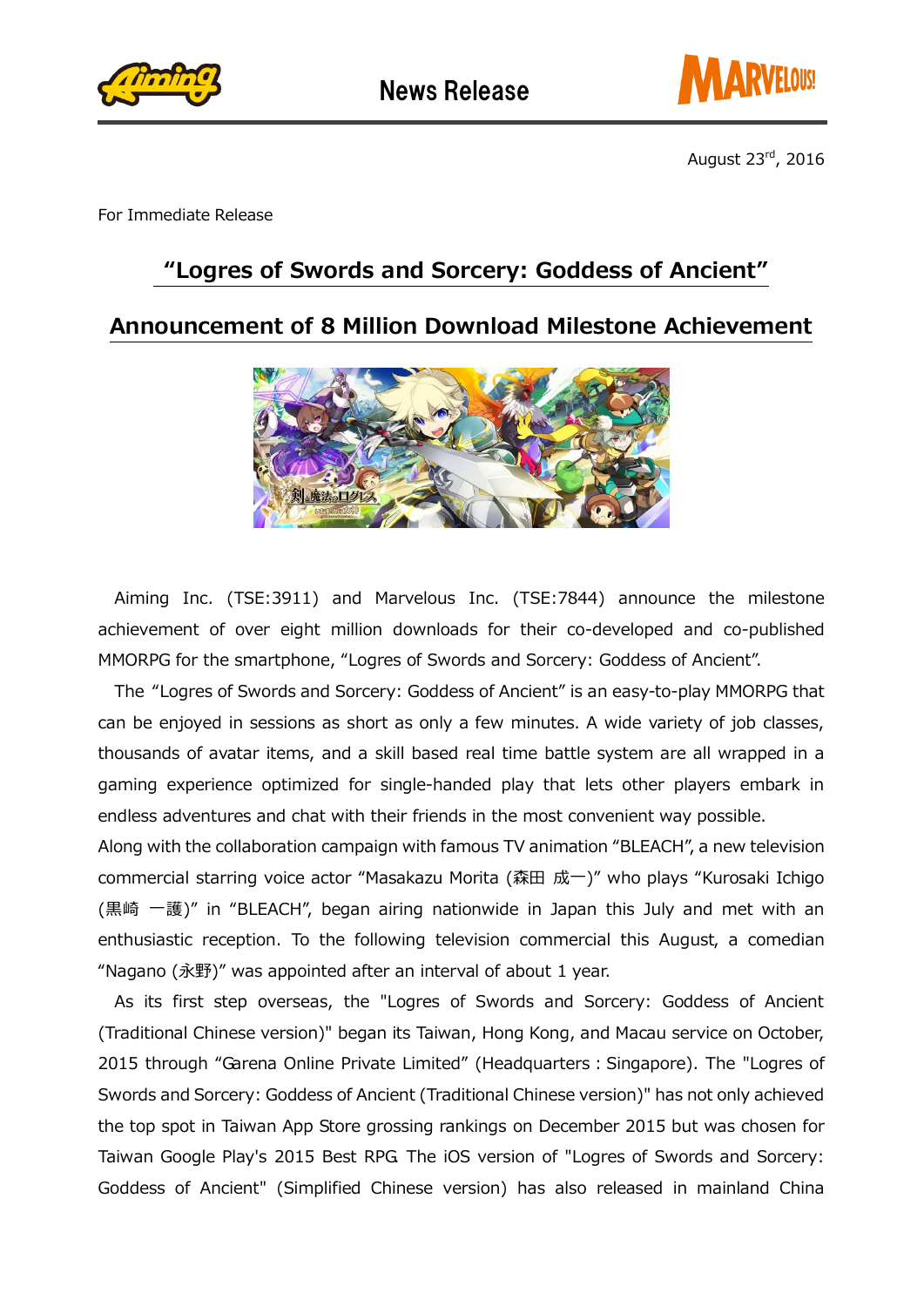News Release

August 23rd, 2016

For Immediate Release

# "Logres of Swords and Sorcery: Goddess of Ancient"

# Announcement of 8 Million Download Milestone Achievement

Aiming Inc. (TSE:3911) and Marvelous Inc. (TSE:7844) announce the milestone achievement of over eight million downloads for their co-developed and co-published MMORPG for the smartphone, "Logres of Swords and Sorcery: Goddess of Ancient".

The "Logres of Swords and Sorcery: Goddess of Ancient" is an easy-to-play MMORPG that can be enjoyed in sessions as short as only a few minutes. A wide variety of job classes, thousands of avatar items, and a skill based real time battle system are all wrapped in a gaming experience optimized for single-handed play that lets other players embark in endless adventures and chat with their friends in the most convenient way possible.

Along with the collaboration campaign with famous TV animation "BLEACH", a new television commercial starring voice actor "Masakazu Morita (森田 成一)" who plays "Kurosaki Ichigo (黒崎 一護)" in "BLEACH", began airing nationwide in Japan this July and met with an enthusiastic reception. To the following television commercial this August, a comedian "Nagano (永野)" was appointed after an interval of about 1 year.

As its first step overseas, the "Logres of Swords and Sorcery: Goddess of Ancient (Traditional Chinese version)" began its Taiwan, Hong Kong, and Macau service on October, 2015 through "Garena Online Private Limited" (Headquarters : Singapore). The "Logres of Swords and Sorcery: Goddess of Ancient (Traditional Chinese version)" has not only achieved the top spot in Taiwan App Store grossing rankings on December 2015 but was chosen for Taiwan Google Play's 2015 Best RPG. The iOS version of "Logres of Swords and Sorcery: Goddess of Ancient" (Simplified Chinese version) has also released in mainland China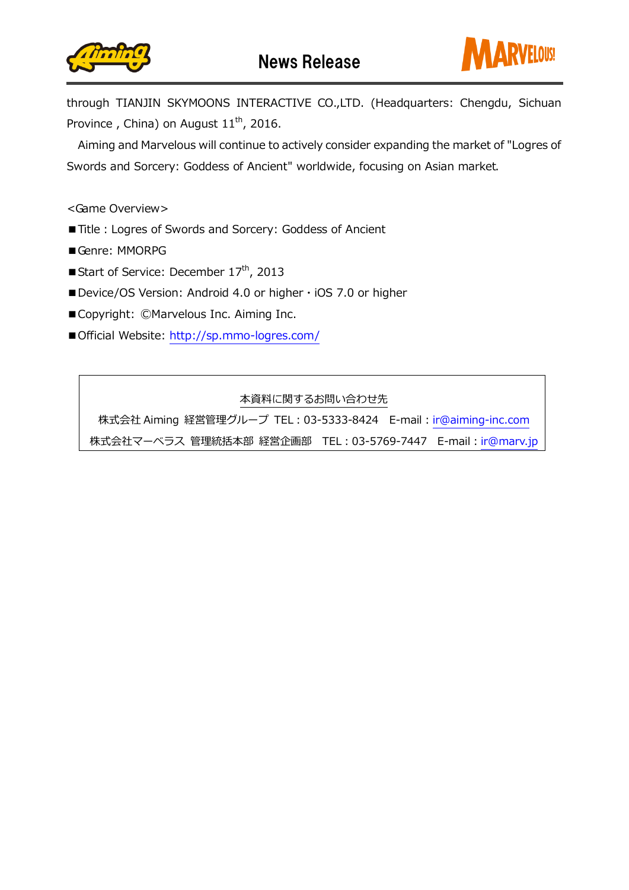through TIANJIN SKYMOONS INTERACTIVE CO.,LTD. (Headquarters: Chengdu, Sichuan Province , China) on August 11th, 2016.

Aiming and Marvelous will continue to actively consider expanding the market of "Logres of Swords and Sorcery: Goddess of Ancient" worldwide, focusing on Asian market.

<Game Overview>

■Title : Logres of Swords and Sorcery: Goddess of Ancient

■Genre: MMORPG

■Start of Service: December 17th, 2013

■Device/OS Version: Android 4.0 or higher・iOS 7.0 or higher

■Copyright: ©Marvelous Inc. Aiming Inc.

■Official Website: http://sp.mmo-logres.com/

本資料に関するお問い合わせ先

株式会社 Aiming 経営管理グループ TEL：03-5333-8424 E-mail：ir@aiming-inc.com

株式会社マーベラス 管理統括本部 経営企画部 TEL：03-5769-7447 E-mail：ir@marv.jp